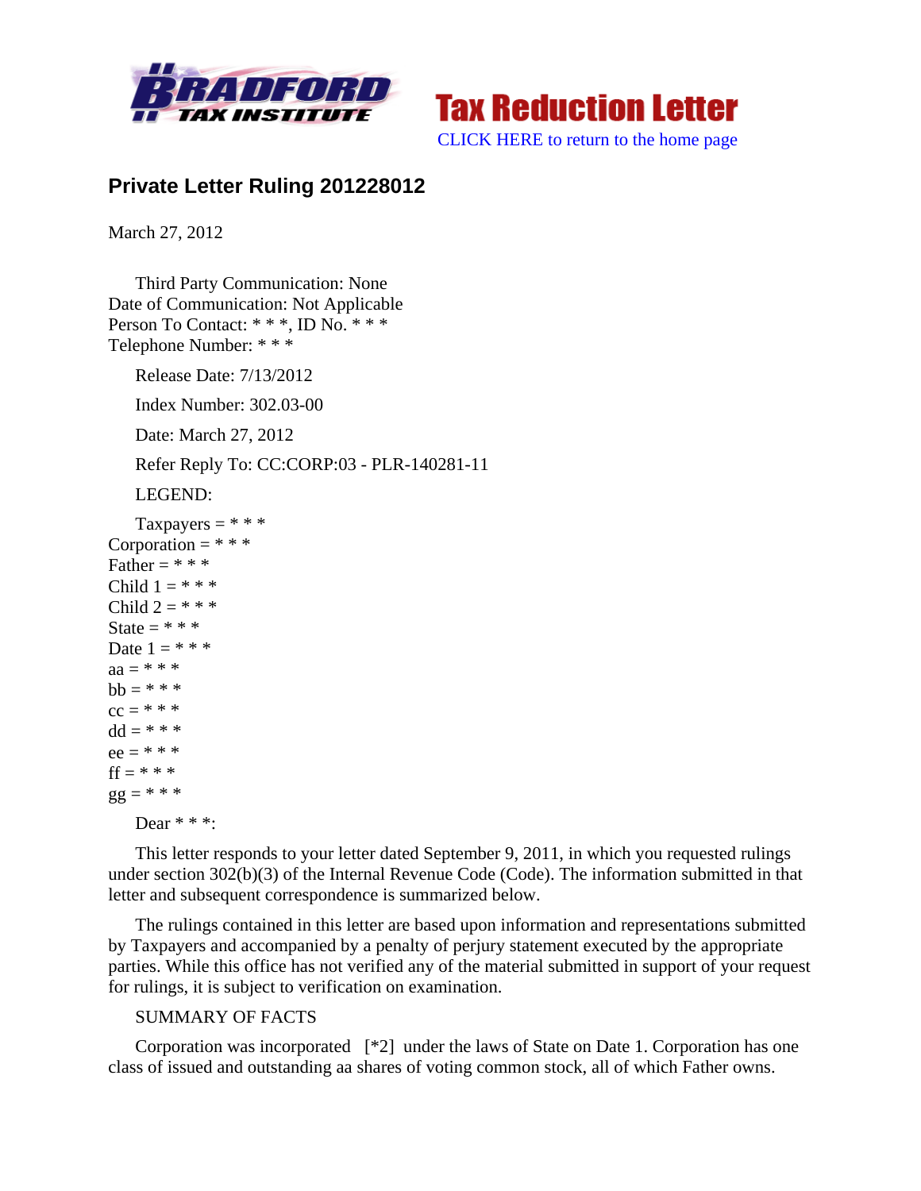Bradford Tax Institute — Tax Reduction Letter

CLICK HERE to return to the home page

## Private Letter Ruling 201228012

March 27, 2012

Third Party Communication: None
Date of Communication: Not Applicable
Person To Contact: * * *, ID No. * * *
Telephone Number: * * *

Release Date: 7/13/2012

Index Number: 302.03-00

Date: March 27, 2012

Refer Reply To: CC:CORP:03 - PLR-140281-11

LEGEND:

Taxpayers = * * *
Corporation = * * *
Father = * * *
Child 1 = * * *
Child 2 = * * *
State = * * *
Date 1 = * * *
aa = * * *
bb = * * *
cc = * * *
dd = * * *
ee = * * *
ff = * * *
gg = * * *

Dear * * *:

This letter responds to your letter dated September 9, 2011, in which you requested rulings under section 302(b)(3) of the Internal Revenue Code (Code). The information submitted in that letter and subsequent correspondence is summarized below.

The rulings contained in this letter are based upon information and representations submitted by Taxpayers and accompanied by a penalty of perjury statement executed by the appropriate parties. While this office has not verified any of the material submitted in support of your request for rulings, it is subject to verification on examination.

SUMMARY OF FACTS

Corporation was incorporated [*2] under the laws of State on Date 1. Corporation has one class of issued and outstanding aa shares of voting common stock, all of which Father owns.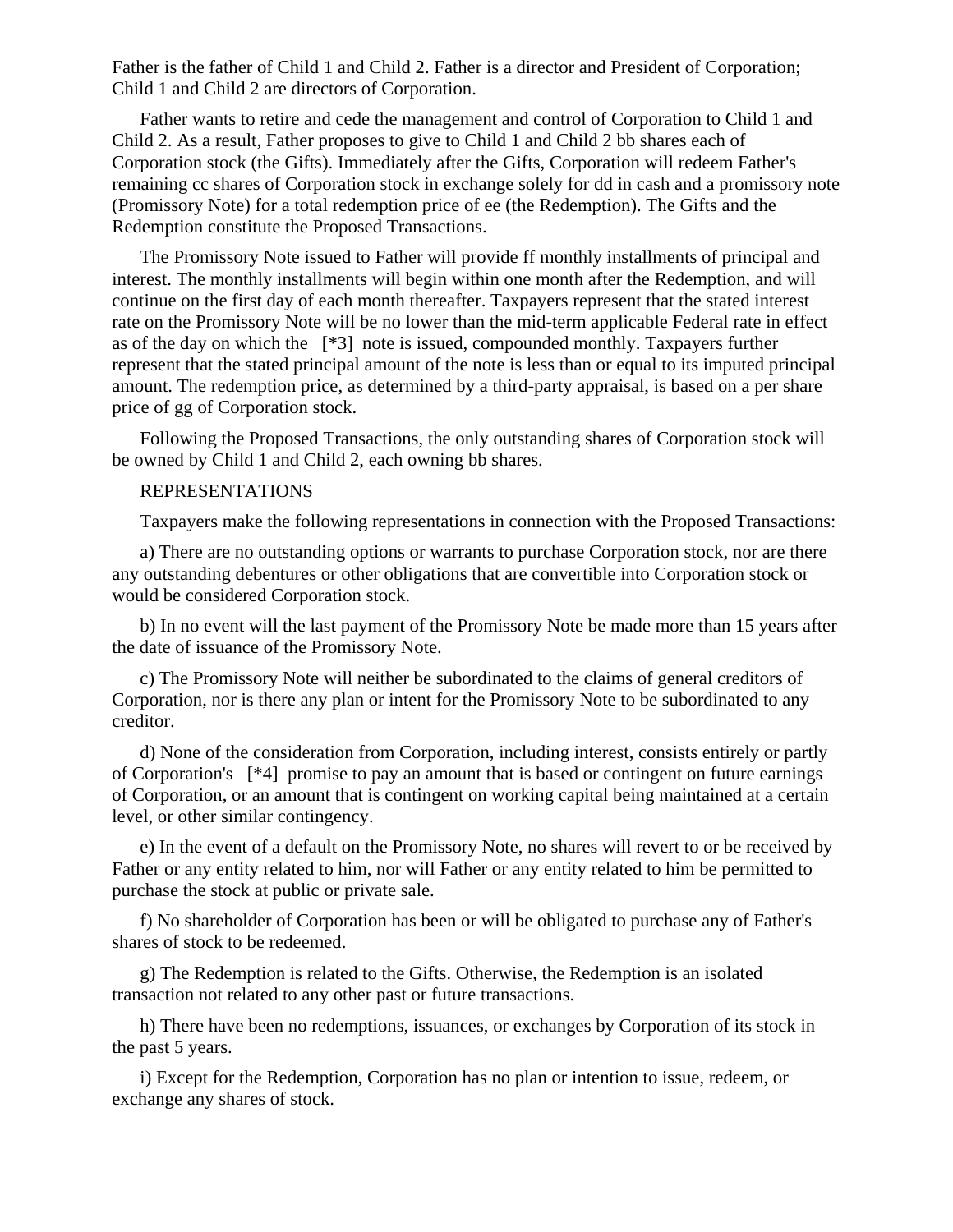Father is the father of Child 1 and Child 2. Father is a director and President of Corporation; Child 1 and Child 2 are directors of Corporation.

Father wants to retire and cede the management and control of Corporation to Child 1 and Child 2. As a result, Father proposes to give to Child 1 and Child 2 bb shares each of Corporation stock (the Gifts). Immediately after the Gifts, Corporation will redeem Father's remaining cc shares of Corporation stock in exchange solely for dd in cash and a promissory note (Promissory Note) for a total redemption price of ee (the Redemption). The Gifts and the Redemption constitute the Proposed Transactions.

The Promissory Note issued to Father will provide ff monthly installments of principal and interest. The monthly installments will begin within one month after the Redemption, and will continue on the first day of each month thereafter. Taxpayers represent that the stated interest rate on the Promissory Note will be no lower than the mid-term applicable Federal rate in effect as of the day on which the [*3] note is issued, compounded monthly. Taxpayers further represent that the stated principal amount of the note is less than or equal to its imputed principal amount. The redemption price, as determined by a third-party appraisal, is based on a per share price of gg of Corporation stock.

Following the Proposed Transactions, the only outstanding shares of Corporation stock will be owned by Child 1 and Child 2, each owning bb shares.

REPRESENTATIONS

Taxpayers make the following representations in connection with the Proposed Transactions:

a) There are no outstanding options or warrants to purchase Corporation stock, nor are there any outstanding debentures or other obligations that are convertible into Corporation stock or would be considered Corporation stock.

b) In no event will the last payment of the Promissory Note be made more than 15 years after the date of issuance of the Promissory Note.

c) The Promissory Note will neither be subordinated to the claims of general creditors of Corporation, nor is there any plan or intent for the Promissory Note to be subordinated to any creditor.

d) None of the consideration from Corporation, including interest, consists entirely or partly of Corporation's [*4] promise to pay an amount that is based or contingent on future earnings of Corporation, or an amount that is contingent on working capital being maintained at a certain level, or other similar contingency.

e) In the event of a default on the Promissory Note, no shares will revert to or be received by Father or any entity related to him, nor will Father or any entity related to him be permitted to purchase the stock at public or private sale.

f) No shareholder of Corporation has been or will be obligated to purchase any of Father's shares of stock to be redeemed.

g) The Redemption is related to the Gifts. Otherwise, the Redemption is an isolated transaction not related to any other past or future transactions.

h) There have been no redemptions, issuances, or exchanges by Corporation of its stock in the past 5 years.

i) Except for the Redemption, Corporation has no plan or intention to issue, redeem, or exchange any shares of stock.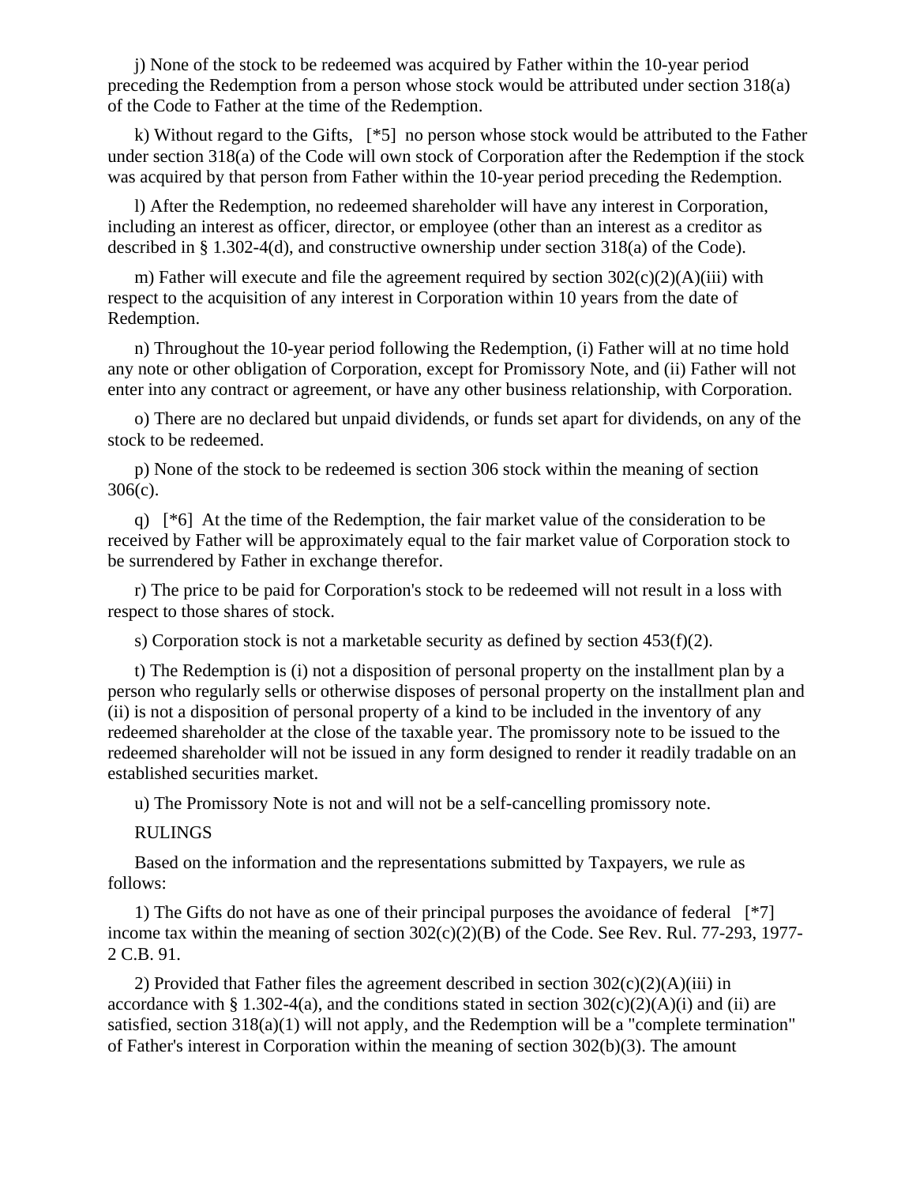j) None of the stock to be redeemed was acquired by Father within the 10-year period preceding the Redemption from a person whose stock would be attributed under section 318(a) of the Code to Father at the time of the Redemption.

k) Without regard to the Gifts, [*5] no person whose stock would be attributed to the Father under section 318(a) of the Code will own stock of Corporation after the Redemption if the stock was acquired by that person from Father within the 10-year period preceding the Redemption.

l) After the Redemption, no redeemed shareholder will have any interest in Corporation, including an interest as officer, director, or employee (other than an interest as a creditor as described in § 1.302-4(d), and constructive ownership under section 318(a) of the Code).

m) Father will execute and file the agreement required by section 302(c)(2)(A)(iii) with respect to the acquisition of any interest in Corporation within 10 years from the date of Redemption.

n) Throughout the 10-year period following the Redemption, (i) Father will at no time hold any note or other obligation of Corporation, except for Promissory Note, and (ii) Father will not enter into any contract or agreement, or have any other business relationship, with Corporation.

o) There are no declared but unpaid dividends, or funds set apart for dividends, on any of the stock to be redeemed.

p) None of the stock to be redeemed is section 306 stock within the meaning of section 306(c).

q) [*6] At the time of the Redemption, the fair market value of the consideration to be received by Father will be approximately equal to the fair market value of Corporation stock to be surrendered by Father in exchange therefor.

r) The price to be paid for Corporation's stock to be redeemed will not result in a loss with respect to those shares of stock.

s) Corporation stock is not a marketable security as defined by section 453(f)(2).

t) The Redemption is (i) not a disposition of personal property on the installment plan by a person who regularly sells or otherwise disposes of personal property on the installment plan and (ii) is not a disposition of personal property of a kind to be included in the inventory of any redeemed shareholder at the close of the taxable year. The promissory note to be issued to the redeemed shareholder will not be issued in any form designed to render it readily tradable on an established securities market.

u) The Promissory Note is not and will not be a self-cancelling promissory note.

RULINGS

Based on the information and the representations submitted by Taxpayers, we rule as follows:

1) The Gifts do not have as one of their principal purposes the avoidance of federal [*7] income tax within the meaning of section 302(c)(2)(B) of the Code. See Rev. Rul. 77-293, 1977-2 C.B. 91.

2) Provided that Father files the agreement described in section 302(c)(2)(A)(iii) in accordance with § 1.302-4(a), and the conditions stated in section 302(c)(2)(A)(i) and (ii) are satisfied, section 318(a)(1) will not apply, and the Redemption will be a "complete termination" of Father's interest in Corporation within the meaning of section 302(b)(3). The amount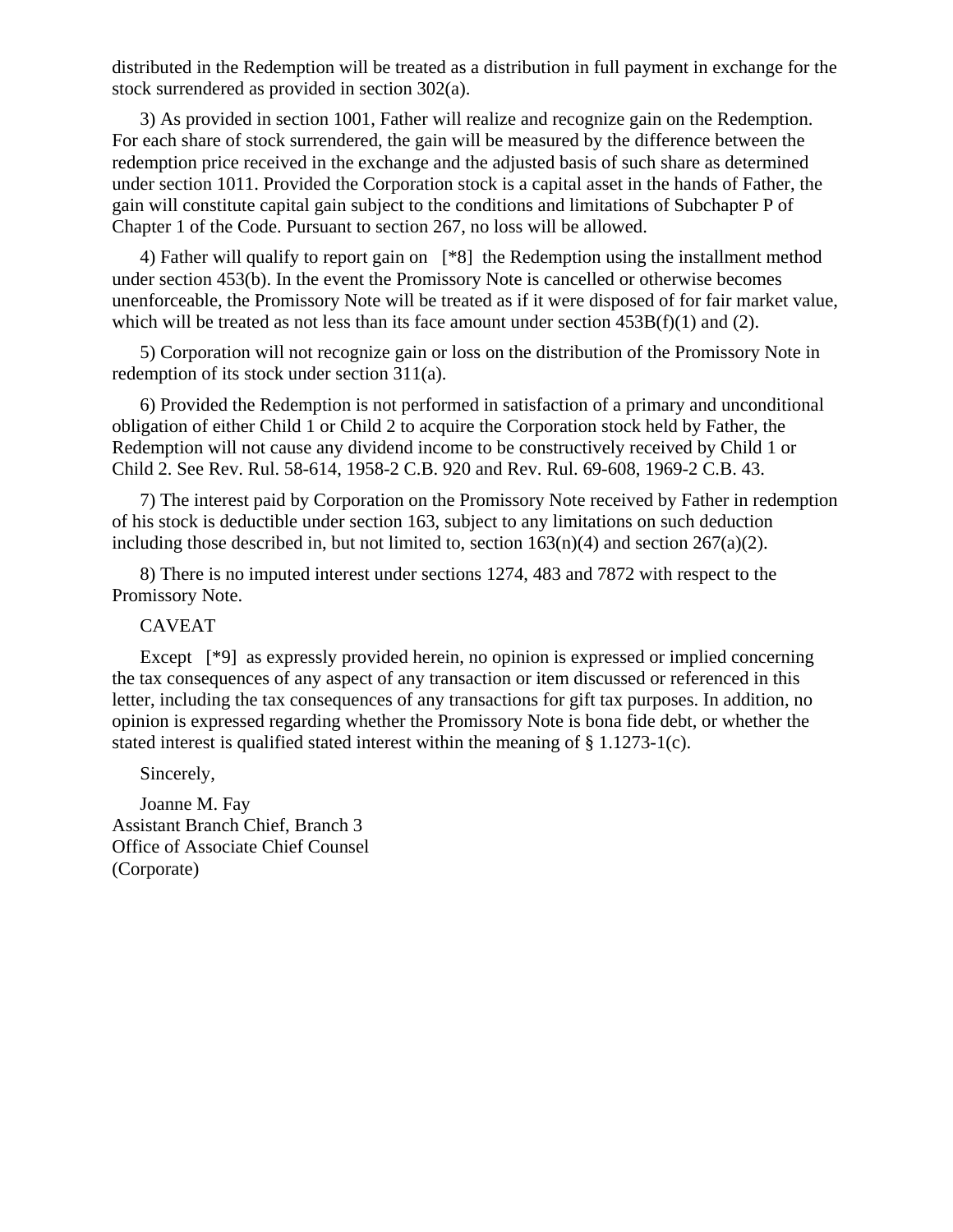distributed in the Redemption will be treated as a distribution in full payment in exchange for the stock surrendered as provided in section 302(a).

3) As provided in section 1001, Father will realize and recognize gain on the Redemption. For each share of stock surrendered, the gain will be measured by the difference between the redemption price received in the exchange and the adjusted basis of such share as determined under section 1011. Provided the Corporation stock is a capital asset in the hands of Father, the gain will constitute capital gain subject to the conditions and limitations of Subchapter P of Chapter 1 of the Code. Pursuant to section 267, no loss will be allowed.

4) Father will qualify to report gain on [*8] the Redemption using the installment method under section 453(b). In the event the Promissory Note is cancelled or otherwise becomes unenforceable, the Promissory Note will be treated as if it were disposed of for fair market value, which will be treated as not less than its face amount under section 453B(f)(1) and (2).

5) Corporation will not recognize gain or loss on the distribution of the Promissory Note in redemption of its stock under section 311(a).

6) Provided the Redemption is not performed in satisfaction of a primary and unconditional obligation of either Child 1 or Child 2 to acquire the Corporation stock held by Father, the Redemption will not cause any dividend income to be constructively received by Child 1 or Child 2. See Rev. Rul. 58-614, 1958-2 C.B. 920 and Rev. Rul. 69-608, 1969-2 C.B. 43.

7) The interest paid by Corporation on the Promissory Note received by Father in redemption of his stock is deductible under section 163, subject to any limitations on such deduction including those described in, but not limited to, section 163(n)(4) and section 267(a)(2).

8) There is no imputed interest under sections 1274, 483 and 7872 with respect to the Promissory Note.

CAVEAT

Except [*9] as expressly provided herein, no opinion is expressed or implied concerning the tax consequences of any aspect of any transaction or item discussed or referenced in this letter, including the tax consequences of any transactions for gift tax purposes. In addition, no opinion is expressed regarding whether the Promissory Note is bona fide debt, or whether the stated interest is qualified stated interest within the meaning of § 1.1273-1(c).

Sincerely,

Joanne M. Fay
Assistant Branch Chief, Branch 3
Office of Associate Chief Counsel
(Corporate)